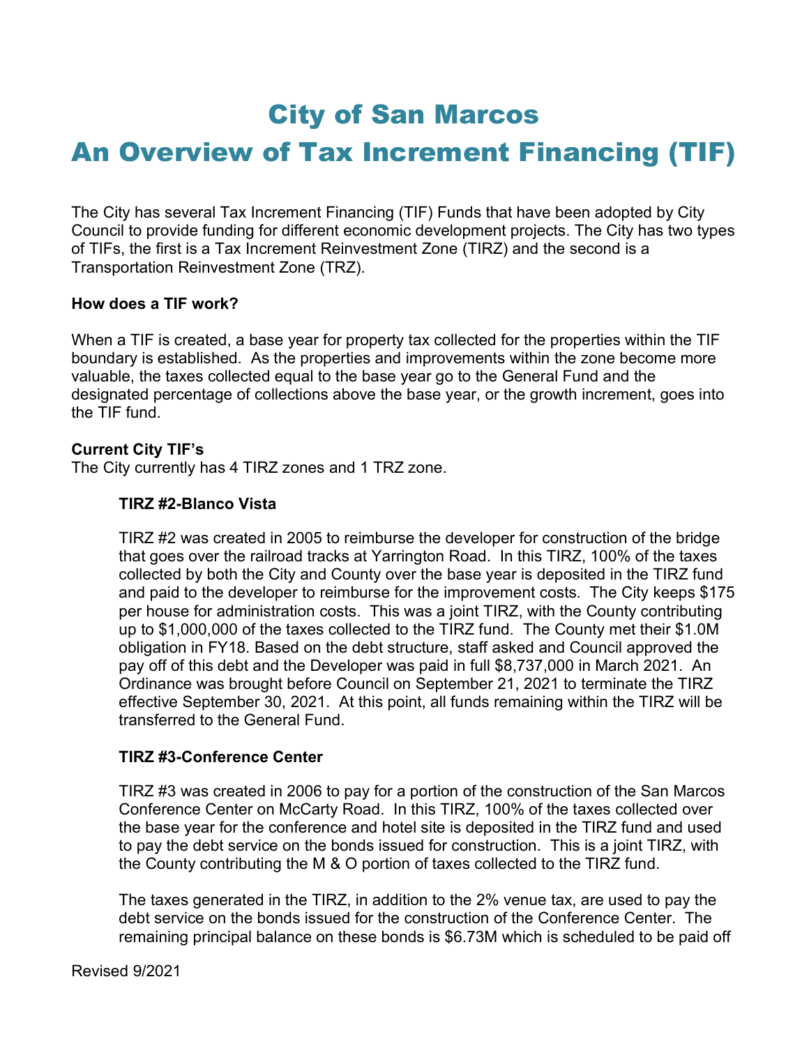# City of San Marcos

# An Overview of Tax Increment Financing (TIF)

The City has several Tax Increment Financing (TIF) Funds that have been adopted by City Council to provide funding for different economic development projects. The City has two types of TIFs, the first is a Tax Increment Reinvestment Zone (TIRZ) and the second is a Transportation Reinvestment Zone (TRZ).

**How does a TIF work?**

When a TIF is created, a base year for property tax collected for the properties within the TIF boundary is established. As the properties and improvements within the zone become more valuable, the taxes collected equal to the base year go to the General Fund and the designated percentage of collections above the base year, or the growth increment, goes into the TIF fund.

**Current City TIF's**

The City currently has 4 TIRZ zones and 1 TRZ zone.

**TIRZ #2-Blanco Vista**

TIRZ #2 was created in 2005 to reimburse the developer for construction of the bridge that goes over the railroad tracks at Yarrington Road. In this TIRZ, 100% of the taxes collected by both the City and County over the base year is deposited in the TIRZ fund and paid to the developer to reimburse for the improvement costs. The City keeps $175 per house for administration costs. This was a joint TIRZ, with the County contributing up to $1,000,000 of the taxes collected to the TIRZ fund. The County met their $1.0M obligation in FY18. Based on the debt structure, staff asked and Council approved the pay off of this debt and the Developer was paid in full $8,737,000 in March 2021. An Ordinance was brought before Council on September 21, 2021 to terminate the TIRZ effective September 30, 2021. At this point, all funds remaining within the TIRZ will be transferred to the General Fund.

**TIRZ #3-Conference Center**

TIRZ #3 was created in 2006 to pay for a portion of the construction of the San Marcos Conference Center on McCarty Road. In this TIRZ, 100% of the taxes collected over the base year for the conference and hotel site is deposited in the TIRZ fund and used to pay the debt service on the bonds issued for construction. This is a joint TIRZ, with the County contributing the M & O portion of taxes collected to the TIRZ fund.

The taxes generated in the TIRZ, in addition to the 2% venue tax, are used to pay the debt service on the bonds issued for the construction of the Conference Center. The remaining principal balance on these bonds is $6.73M which is scheduled to be paid off

Revised 9/2021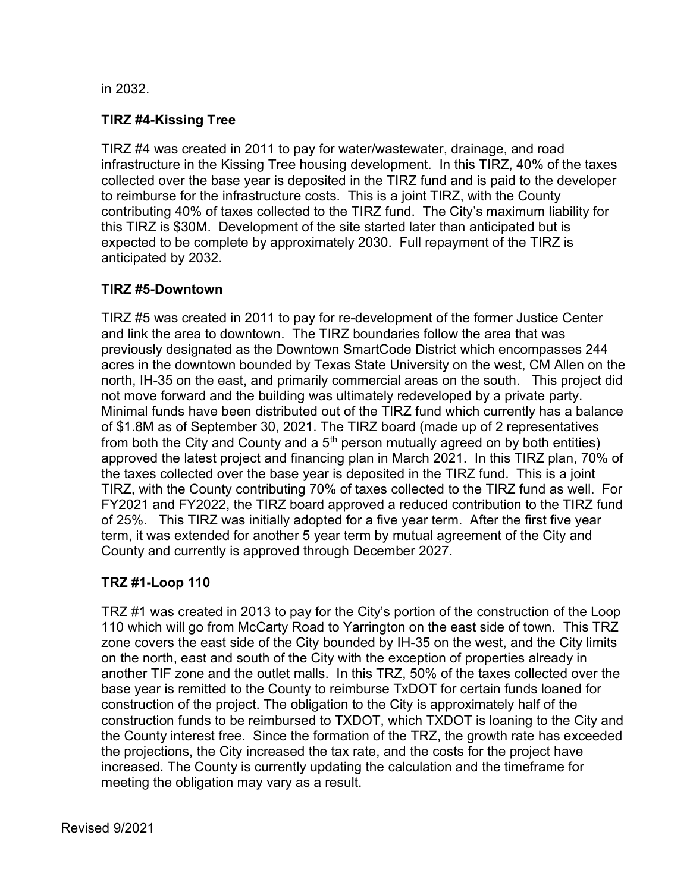in 2032.

### TIRZ #4-Kissing Tree

TIRZ #4 was created in 2011 to pay for water/wastewater, drainage, and road infrastructure in the Kissing Tree housing development. In this TIRZ, 40% of the taxes collected over the base year is deposited in the TIRZ fund and is paid to the developer to reimburse for the infrastructure costs. This is a joint TIRZ, with the County contributing 40% of taxes collected to the TIRZ fund. The City's maximum liability for this TIRZ is $30M. Development of the site started later than anticipated but is expected to be complete by approximately 2030. Full repayment of the TIRZ is anticipated by 2032.

### TIRZ #5-Downtown

TIRZ #5 was created in 2011 to pay for re-development of the former Justice Center and link the area to downtown. The TIRZ boundaries follow the area that was previously designated as the Downtown SmartCode District which encompasses 244 acres in the downtown bounded by Texas State University on the west, CM Allen on the north, IH-35 on the east, and primarily commercial areas on the south. This project did not move forward and the building was ultimately redeveloped by a private party. Minimal funds have been distributed out of the TIRZ fund which currently has a balance of $1.8M as of September 30, 2021. The TIRZ board (made up of 2 representatives from both the City and County and a 5th person mutually agreed on by both entities) approved the latest project and financing plan in March 2021. In this TIRZ plan, 70% of the taxes collected over the base year is deposited in the TIRZ fund. This is a joint TIRZ, with the County contributing 70% of taxes collected to the TIRZ fund as well. For FY2021 and FY2022, the TIRZ board approved a reduced contribution to the TIRZ fund of 25%. This TIRZ was initially adopted for a five year term. After the first five year term, it was extended for another 5 year term by mutual agreement of the City and County and currently is approved through December 2027.

### TRZ #1-Loop 110

TRZ #1 was created in 2013 to pay for the City's portion of the construction of the Loop 110 which will go from McCarty Road to Yarrington on the east side of town. This TRZ zone covers the east side of the City bounded by IH-35 on the west, and the City limits on the north, east and south of the City with the exception of properties already in another TIF zone and the outlet malls. In this TRZ, 50% of the taxes collected over the base year is remitted to the County to reimburse TxDOT for certain funds loaned for construction of the project. The obligation to the City is approximately half of the construction funds to be reimbursed to TXDOT, which TXDOT is loaning to the City and the County interest free. Since the formation of the TRZ, the growth rate has exceeded the projections, the City increased the tax rate, and the costs for the project have increased. The County is currently updating the calculation and the timeframe for meeting the obligation may vary as a result.

Revised 9/2021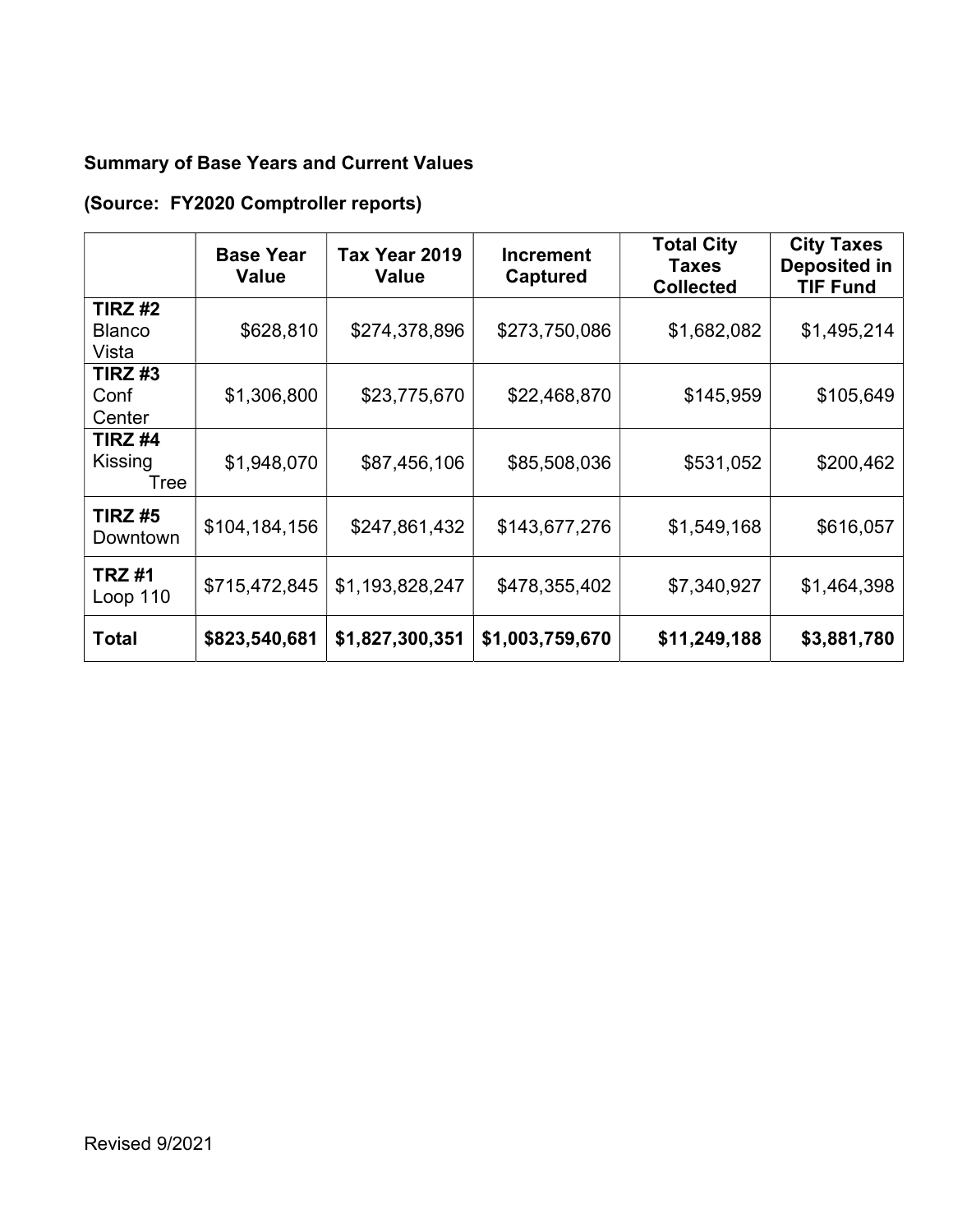**Summary of Base Years and Current Values**

**(Source: FY2020 Comptroller reports)**

| | Base Year Value | Tax Year 2019 Value | Increment Captured | Total City Taxes Collected | City Taxes Deposited in TIF Fund |
|---|---|---|---|---|---|
| **TIRZ #2** Blanco Vista | $628,810 | $274,378,896 | $273,750,086 | $1,682,082 | $1,495,214 |
| **TIRZ #3** Conf Center | $1,306,800 | $23,775,670 | $22,468,870 | $145,959 | $105,649 |
| **TIRZ #4** Kissing Tree | $1,948,070 | $87,456,106 | $85,508,036 | $531,052 | $200,462 |
| **TIRZ #5** Downtown | $104,184,156 | $247,861,432 | $143,677,276 | $1,549,168 | $616,057 |
| **TRZ #1** Loop 110 | $715,472,845 | $1,193,828,247 | $478,355,402 | $7,340,927 | $1,464,398 |
| **Total** | **$823,540,681** | **$1,827,300,351** | **$1,003,759,670** | **$11,249,188** | **$3,881,780** |

Revised 9/2021